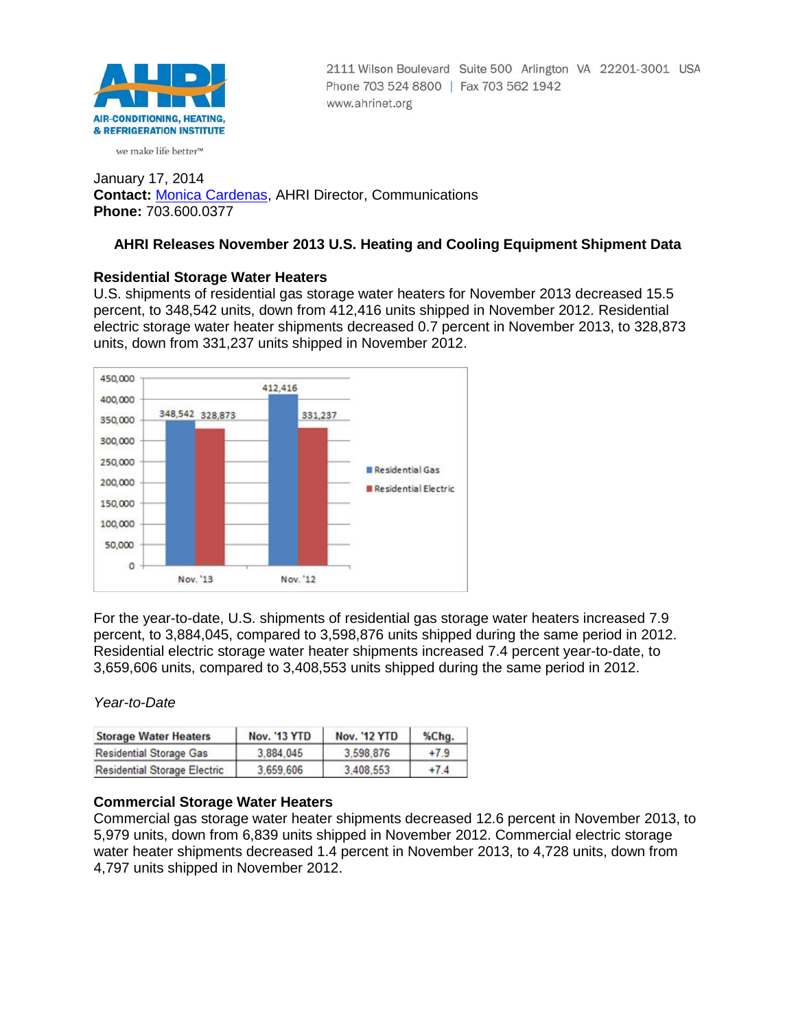**AIR-CONDITIONING, HEATING, & REFRIGERATION INSTITUTE**

we make life better™

2111 Wilson Boulevard Suite 500 Arlington VA 22201-3001 USA
Phone 703 524 8800 | Fax 703 562 1942
www.ahrinet.org

January 17, 2014
**Contact:** Monica Cardenas, AHRI Director, Communications
**Phone:** 703.600.0377

## AHRI Releases November 2013 U.S. Heating and Cooling Equipment Shipment Data

### Residential Storage Water Heaters

U.S. shipments of residential gas storage water heaters for November 2013 decreased 15.5 percent, to 348,542 units, down from 412,416 units shipped in November 2012. Residential electric storage water heater shipments decreased 0.7 percent in November 2013, to 328,873 units, down from 331,237 units shipped in November 2012.

450,000
400,000
350,000
300,000
250,000
200,000
150,000
100,000
50,000
0

348,542 328,873
412,416 331,237

Nov. '13
Nov. '12

Residential Gas
Residential Electric

For the year-to-date, U.S. shipments of residential gas storage water heaters increased 7.9 percent, to 3,884,045, compared to 3,598,876 units shipped during the same period in 2012. Residential electric storage water heater shipments increased 7.4 percent year-to-date, to 3,659,606 units, compared to 3,408,553 units shipped during the same period in 2012.

*Year-to-Date*

| Storage Water Heaters | Nov. '13 YTD | Nov. '12 YTD | %Chg. |
|---|---|---|---|
| Residential Storage Gas | 3,884,045 | 3,598,876 | +7.9 |
| Residential Storage Electric | 3,659,606 | 3,408,553 | +7.4 |

### Commercial Storage Water Heaters

Commercial gas storage water heater shipments decreased 12.6 percent in November 2013, to 5,979 units, down from 6,839 units shipped in November 2012. Commercial electric storage water heater shipments decreased 1.4 percent in November 2013, to 4,728 units, down from 4,797 units shipped in November 2012.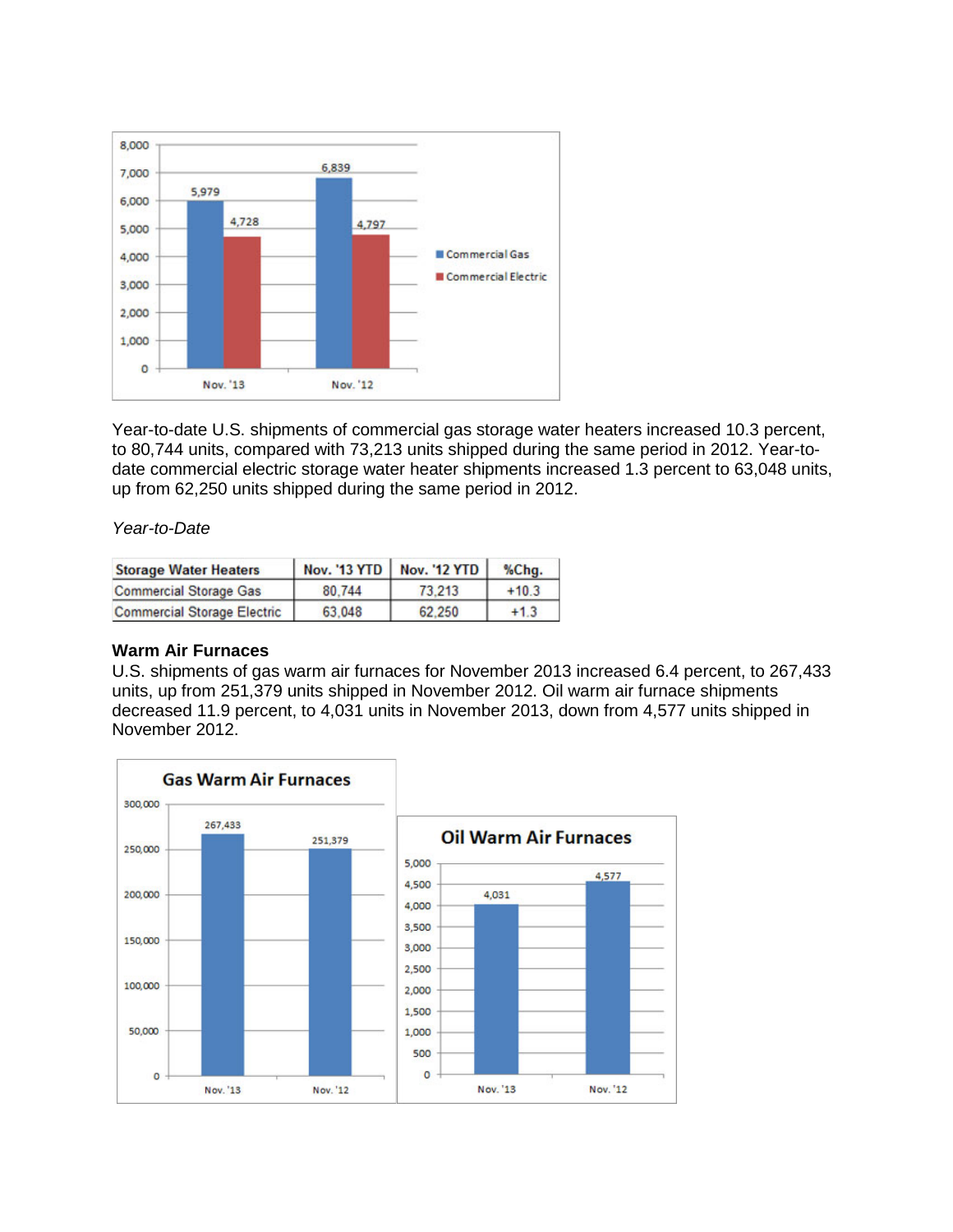8,000
7,000
6,000
5,000
4,000
3,000
2,000
1,000
0

5,979
4,728
6,839
4,797

Nov. '13
Nov. '12

Commercial Gas
Commercial Electric

Year-to-date U.S. shipments of commercial gas storage water heaters increased 10.3 percent, to 80,744 units, compared with 73,213 units shipped during the same period in 2012. Year-to-date commercial electric storage water heater shipments increased 1.3 percent to 63,048 units, up from 62,250 units shipped during the same period in 2012.

*Year-to-Date*

| Storage Water Heaters | Nov. '13 YTD | Nov. '12 YTD | %Chg. |
|---|---|---|---|
| Commercial Storage Gas | 80,744 | 73,213 | +10.3 |
| Commercial Storage Electric | 63,048 | 62,250 | +1.3 |

**Warm Air Furnaces**

U.S. shipments of gas warm air furnaces for November 2013 increased 6.4 percent, to 267,433 units, up from 251,379 units shipped in November 2012. Oil warm air furnace shipments decreased 11.9 percent, to 4,031 units in November 2013, down from 4,577 units shipped in November 2012.

Gas Warm Air Furnaces

300,000
250,000
200,000
150,000
100,000
50,000
0

267,433
251,379

Nov. '13
Nov. '12

Oil Warm Air Furnaces

5,000
4,500
4,000
3,500
3,000
2,500
2,000
1,500
1,000
500
0

4,031
4,577

Nov. '13
Nov. '12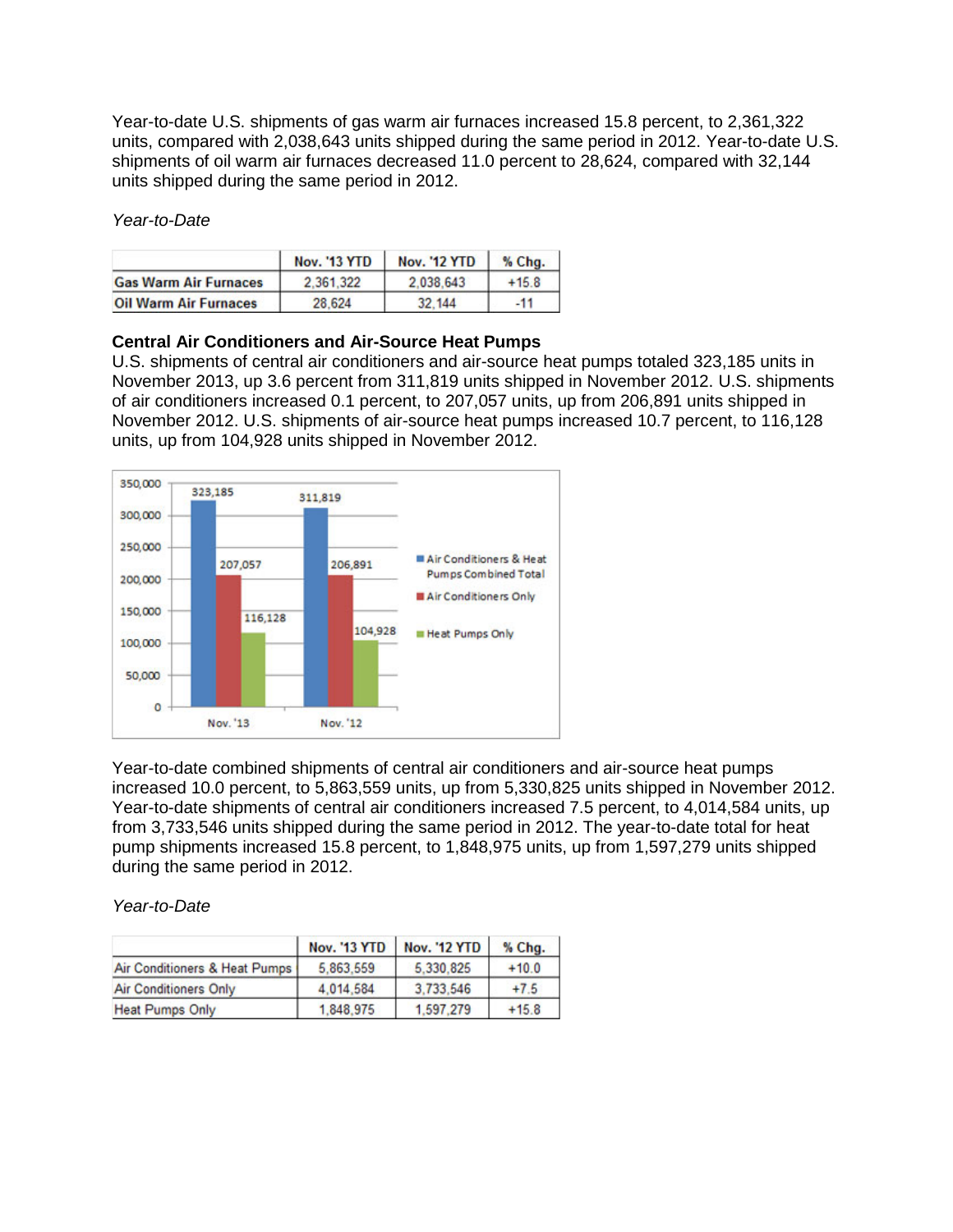Year-to-date U.S. shipments of gas warm air furnaces increased 15.8 percent, to 2,361,322 units, compared with 2,038,643 units shipped during the same period in 2012. Year-to-date U.S. shipments of oil warm air furnaces decreased 11.0 percent to 28,624, compared with 32,144 units shipped during the same period in 2012.

*Year-to-Date*

| | Nov. '13 YTD | Nov. '12 YTD | % Chg. |
|---|---|---|---|
| Gas Warm Air Furnaces | 2,361,322 | 2,038,643 | +15.8 |
| Oil Warm Air Furnaces | 28,624 | 32,144 | -11 |

**Central Air Conditioners and Air-Source Heat Pumps**

U.S. shipments of central air conditioners and air-source heat pumps totaled 323,185 units in November 2013, up 3.6 percent from 311,819 units shipped in November 2012. U.S. shipments of air conditioners increased 0.1 percent, to 207,057 units, up from 206,891 units shipped in November 2012. U.S. shipments of air-source heat pumps increased 10.7 percent, to 116,128 units, up from 104,928 units shipped in November 2012.

350,000
300,000
250,000
200,000
150,000
100,000
50,000
0

323,185
207,057
116,128
311,819
206,891
104,928

Nov. '13
Nov. '12

Air Conditioners & Heat Pumps Combined Total
Air Conditioners Only
Heat Pumps Only

Year-to-date combined shipments of central air conditioners and air-source heat pumps increased 10.0 percent, to 5,863,559 units, up from 5,330,825 units shipped in November 2012. Year-to-date shipments of central air conditioners increased 7.5 percent, to 4,014,584 units, up from 3,733,546 units shipped during the same period in 2012. The year-to-date total for heat pump shipments increased 15.8 percent, to 1,848,975 units, up from 1,597,279 units shipped during the same period in 2012.

*Year-to-Date*

| | Nov. '13 YTD | Nov. '12 YTD | % Chg. |
|---|---|---|---|
| Air Conditioners & Heat Pumps | 5,863,559 | 5,330,825 | +10.0 |
| Air Conditioners Only | 4,014,584 | 3,733,546 | +7.5 |
| Heat Pumps Only | 1,848,975 | 1,597,279 | +15.8 |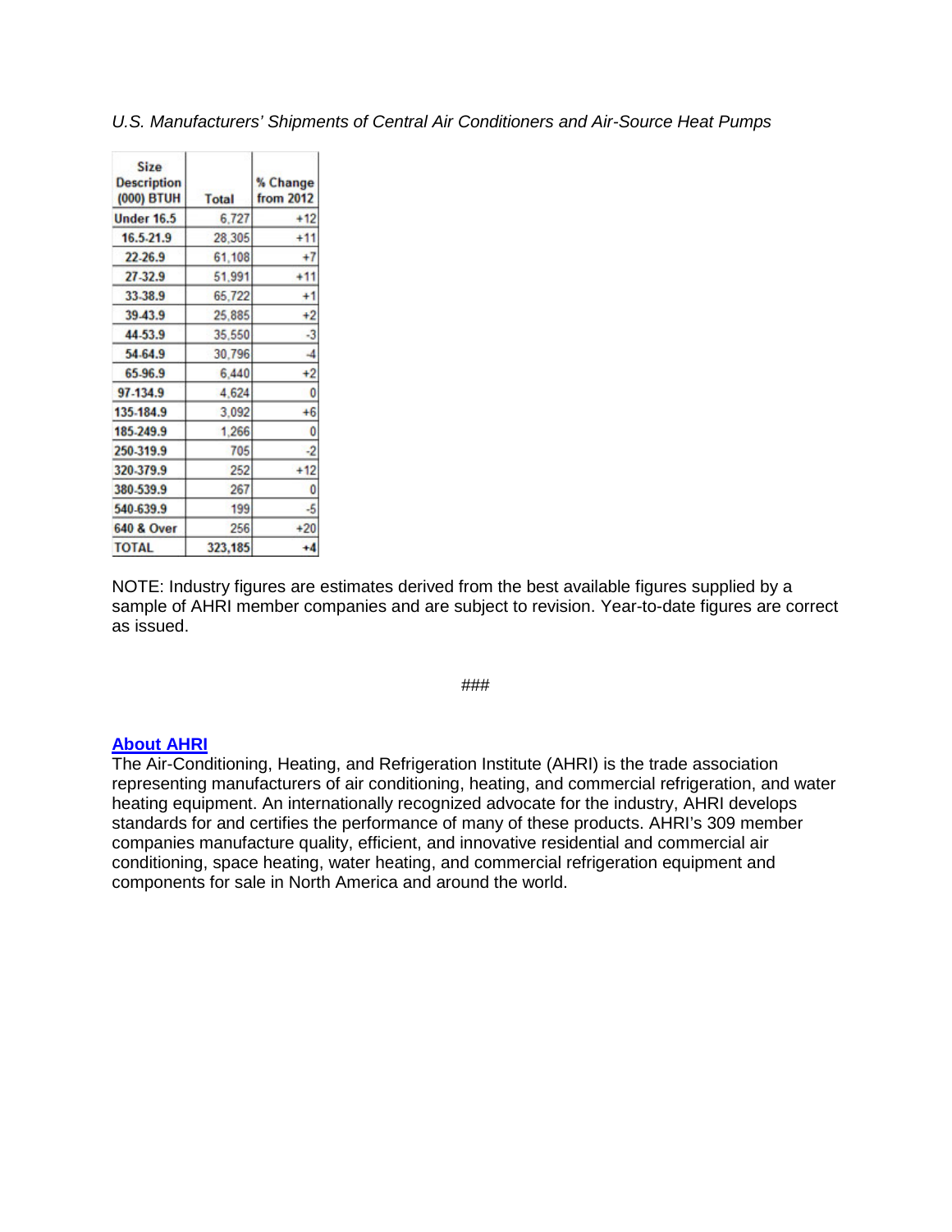*U.S. Manufacturers' Shipments of Central Air Conditioners and Air-Source Heat Pumps*

| Size Description (000) BTUH | Total | % Change from 2012 |
|---|---|---|
| Under 16.5 | 6,727 | +12 |
| 16.5-21.9 | 28,305 | +11 |
| 22-26.9 | 61,108 | +7 |
| 27-32.9 | 51,991 | +11 |
| 33-38.9 | 65,722 | +1 |
| 39-43.9 | 25,885 | +2 |
| 44-53.9 | 35,550 | -3 |
| 54-64.9 | 30,796 | -4 |
| 65-96.9 | 6,440 | +2 |
| 97-134.9 | 4,624 | 0 |
| 135-184.9 | 3,092 | +6 |
| 185-249.9 | 1,266 | 0 |
| 250-319.9 | 705 | -2 |
| 320-379.9 | 252 | +12 |
| 380-539.9 | 267 | 0 |
| 540-639.9 | 199 | -5 |
| 640 & Over | 256 | +20 |
| TOTAL | 323,185 | +4 |

NOTE: Industry figures are estimates derived from the best available figures supplied by a sample of AHRI member companies and are subject to revision. Year-to-date figures are correct as issued.

###

**About AHRI**

The Air-Conditioning, Heating, and Refrigeration Institute (AHRI) is the trade association representing manufacturers of air conditioning, heating, and commercial refrigeration, and water heating equipment. An internationally recognized advocate for the industry, AHRI develops standards for and certifies the performance of many of these products. AHRI's 309 member companies manufacture quality, efficient, and innovative residential and commercial air conditioning, space heating, water heating, and commercial refrigeration equipment and components for sale in North America and around the world.